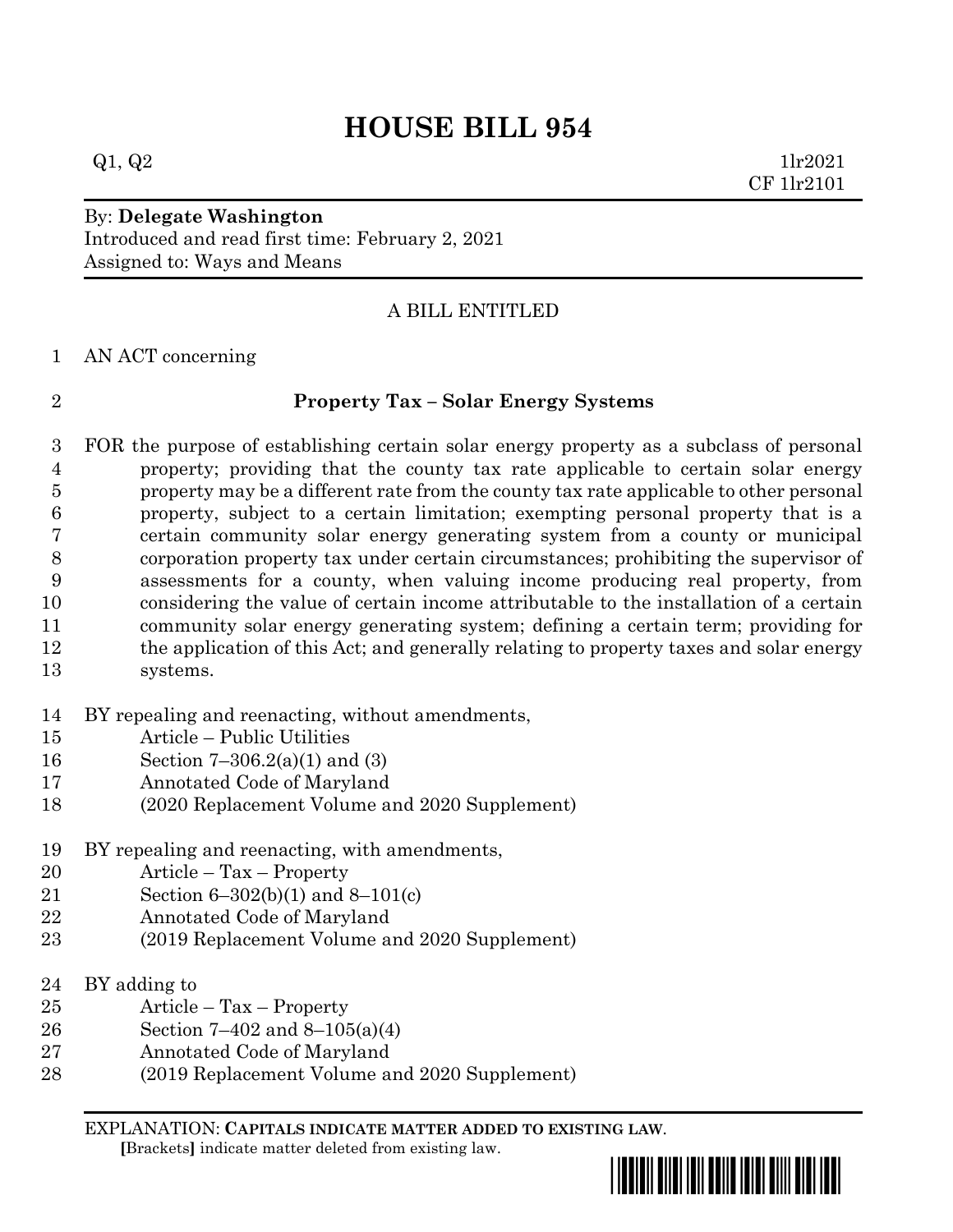# HOUSE BILL 954

Q1, Q2 1lr2021
CF 1lr2101

By: **Delegate Washington**
Introduced and read first time: February 2, 2021
Assigned to: Ways and Means

A BILL ENTITLED

AN ACT concerning

**Property Tax – Solar Energy Systems**

FOR the purpose of establishing certain solar energy property as a subclass of personal property; providing that the county tax rate applicable to certain solar energy property may be a different rate from the county tax rate applicable to other personal property, subject to a certain limitation; exempting personal property that is a certain community solar energy generating system from a county or municipal corporation property tax under certain circumstances; prohibiting the supervisor of assessments for a county, when valuing income producing real property, from considering the value of certain income attributable to the installation of a certain community solar energy generating system; defining a certain term; providing for the application of this Act; and generally relating to property taxes and solar energy systems.

BY repealing and reenacting, without amendments,
Article – Public Utilities
Section 7–306.2(a)(1) and (3)
Annotated Code of Maryland
(2020 Replacement Volume and 2020 Supplement)

BY repealing and reenacting, with amendments,
Article – Tax – Property
Section 6–302(b)(1) and 8–101(c)
Annotated Code of Maryland
(2019 Replacement Volume and 2020 Supplement)

BY adding to
Article – Tax – Property
Section 7–402 and 8–105(a)(4)
Annotated Code of Maryland
(2019 Replacement Volume and 2020 Supplement)

EXPLANATION: **CAPITALS INDICATE MATTER ADDED TO EXISTING LAW**.
**[**Brackets**]** indicate matter deleted from existing law.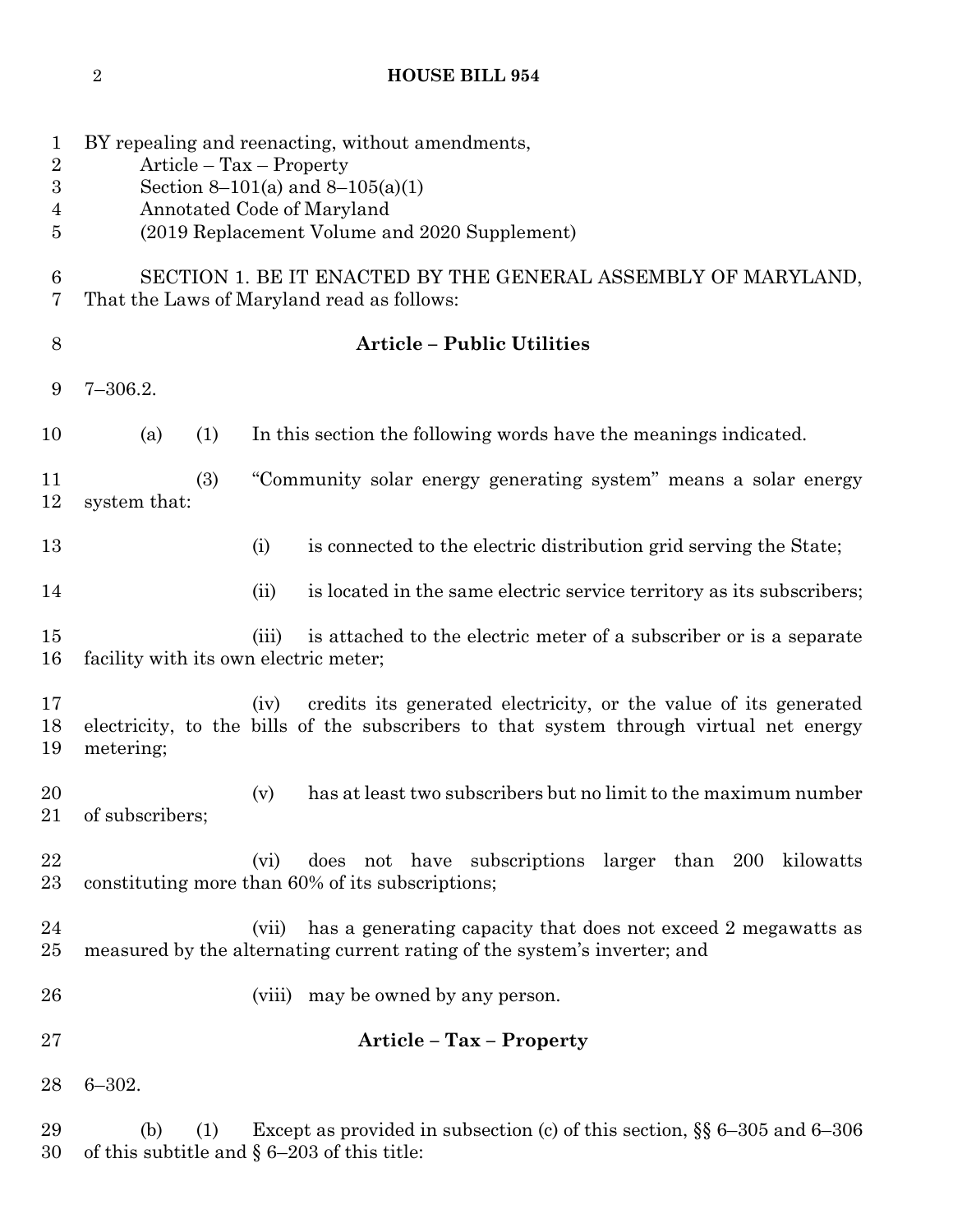BY repealing and reenacting, without amendments,
Article – Tax – Property
Section 8–101(a) and 8–105(a)(1)
Annotated Code of Maryland
(2019 Replacement Volume and 2020 Supplement)

SECTION 1. BE IT ENACTED BY THE GENERAL ASSEMBLY OF MARYLAND, That the Laws of Maryland read as follows:

## Article – Public Utilities

7–306.2.

(a) (1) In this section the following words have the meanings indicated.

(3) "Community solar energy generating system" means a solar energy system that:

(i) is connected to the electric distribution grid serving the State;

(ii) is located in the same electric service territory as its subscribers;

(iii) is attached to the electric meter of a subscriber or is a separate facility with its own electric meter;

(iv) credits its generated electricity, or the value of its generated electricity, to the bills of the subscribers to that system through virtual net energy metering;

(v) has at least two subscribers but no limit to the maximum number of subscribers;

(vi) does not have subscriptions larger than 200 kilowatts constituting more than 60% of its subscriptions;

(vii) has a generating capacity that does not exceed 2 megawatts as measured by the alternating current rating of the system's inverter; and

(viii) may be owned by any person.

## Article – Tax – Property

6–302.

(b) (1) Except as provided in subsection (c) of this section, §§ 6–305 and 6–306 of this subtitle and § 6–203 of this title: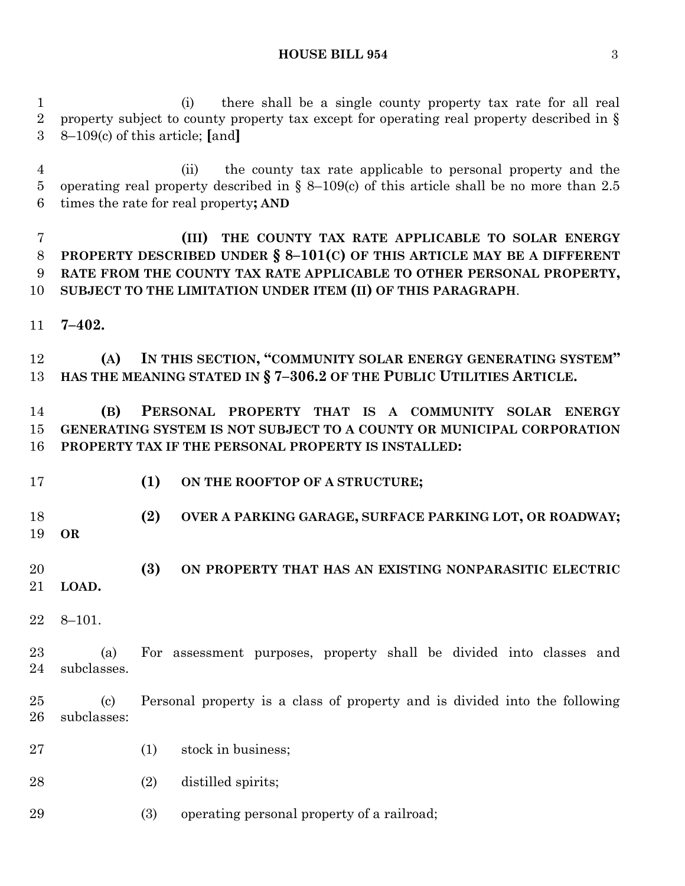(i) there shall be a single county property tax rate for all real property subject to county property tax except for operating real property described in § 8–109(c) of this article; [and]

(ii) the county tax rate applicable to personal property and the operating real property described in § 8–109(c) of this article shall be no more than 2.5 times the rate for real property**; AND**

**(III) THE COUNTY TAX RATE APPLICABLE TO SOLAR ENERGY PROPERTY DESCRIBED UNDER § 8–101(C) OF THIS ARTICLE MAY BE A DIFFERENT RATE FROM THE COUNTY TAX RATE APPLICABLE TO OTHER PERSONAL PROPERTY, SUBJECT TO THE LIMITATION UNDER ITEM (II) OF THIS PARAGRAPH**.

**7–402.**

**(A) IN THIS SECTION, "COMMUNITY SOLAR ENERGY GENERATING SYSTEM" HAS THE MEANING STATED IN § 7–306.2 OF THE PUBLIC UTILITIES ARTICLE.**

**(B) PERSONAL PROPERTY THAT IS A COMMUNITY SOLAR ENERGY GENERATING SYSTEM IS NOT SUBJECT TO A COUNTY OR MUNICIPAL CORPORATION PROPERTY TAX IF THE PERSONAL PROPERTY IS INSTALLED:**

**(1) ON THE ROOFTOP OF A STRUCTURE;**

**(2) OVER A PARKING GARAGE, SURFACE PARKING LOT, OR ROADWAY; OR**

**(3) ON PROPERTY THAT HAS AN EXISTING NONPARASITIC ELECTRIC LOAD.**

8–101.

(a) For assessment purposes, property shall be divided into classes and subclasses.

(c) Personal property is a class of property and is divided into the following subclasses:

(1) stock in business;

(2) distilled spirits;

(3) operating personal property of a railroad;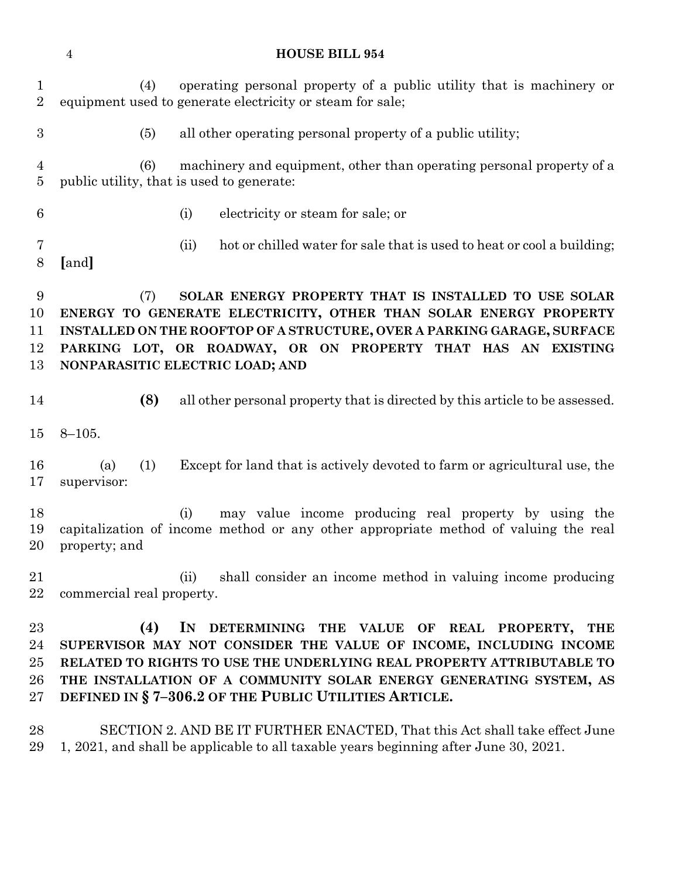(4) operating personal property of a public utility that is machinery or equipment used to generate electricity or steam for sale;

(5) all other operating personal property of a public utility;

(6) machinery and equipment, other than operating personal property of a public utility, that is used to generate:

(i) electricity or steam for sale; or

(ii) hot or chilled water for sale that is used to heat or cool a building; [and]

(7) **SOLAR ENERGY PROPERTY THAT IS INSTALLED TO USE SOLAR ENERGY TO GENERATE ELECTRICITY, OTHER THAN SOLAR ENERGY PROPERTY INSTALLED ON THE ROOFTOP OF A STRUCTURE, OVER A PARKING GARAGE, SURFACE PARKING LOT, OR ROADWAY, OR ON PROPERTY THAT HAS AN EXISTING NONPARASITIC ELECTRIC LOAD; AND**

**(8)** all other personal property that is directed by this article to be assessed.

8–105.

(a) (1) Except for land that is actively devoted to farm or agricultural use, the supervisor:

(i) may value income producing real property by using the capitalization of income method or any other appropriate method of valuing the real property; and

(ii) shall consider an income method in valuing income producing commercial real property.

**(4) IN DETERMINING THE VALUE OF REAL PROPERTY, THE SUPERVISOR MAY NOT CONSIDER THE VALUE OF INCOME, INCLUDING INCOME RELATED TO RIGHTS TO USE THE UNDERLYING REAL PROPERTY ATTRIBUTABLE TO THE INSTALLATION OF A COMMUNITY SOLAR ENERGY GENERATING SYSTEM, AS DEFINED IN § 7–306.2 OF THE PUBLIC UTILITIES ARTICLE.**

SECTION 2. AND BE IT FURTHER ENACTED, That this Act shall take effect June 1, 2021, and shall be applicable to all taxable years beginning after June 30, 2021.